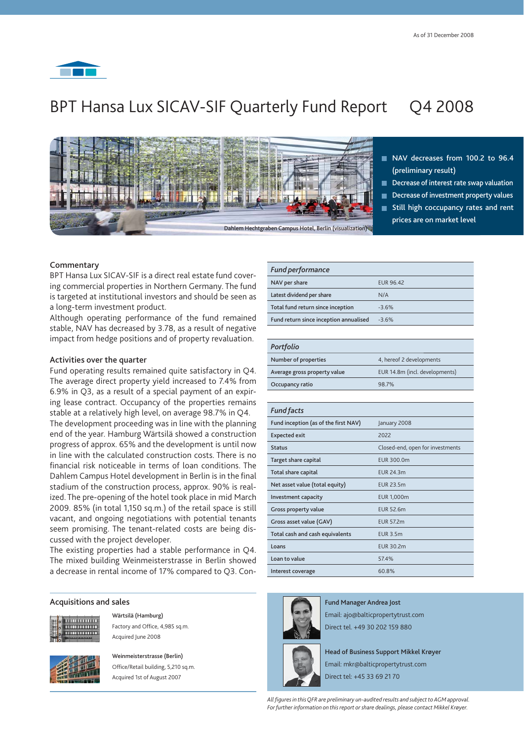As of 31 December 2008

# BPT Hansa Lux SICAV-SIF Quarterly Fund Report Q4 2008

Dahlem Hechtgraben Campus Hotel, Berlin (visualization)

- NAV decreases from 100.2 to 96.4 (preliminary result)
- Decrease of interest rate swap valuation
- Decrease of investment property values
- Still high coccupancy rates and rent prices are on market level

## Commentary

BPT Hansa Lux SICAV-SIF is a direct real estate fund covering commercial properties in Northern Germany. The fund is targeted at institutional investors and should be seen as a long-term investment product.

Although operating performance of the fund remained stable, NAV has decreased by 3.78, as a result of negative impact from hedge positions and of property revaluation.

## Activities over the quarter

Fund operating results remained quite satisfactory in Q4. The average direct property yield increased to 7.4% from 6.9% in Q3, as a result of a special payment of an expiring lease contract. Occupancy of the properties remains stable at a relatively high level, on average 98.7% in Q4.

The development proceeding was in line with the planning end of the year. Hamburg Wärtsilä showed a construction progress of approx. 65% and the development is until now in line with the calculated construction costs. There is no financial risk noticeable in terms of loan conditions. The Dahlem Campus Hotel development in Berlin is in the final stadium of the construction process, approx. 90% is realized. The pre-opening of the hotel took place in mid March 2009. 85% (in total 1,150 sq.m.) of the retail space is still vacant, and ongoing negotiations with potential tenants seem promising. The tenant-related costs are being discussed with the project developer.

The existing properties had a stable performance in Q4. The mixed building Weinmeisterstrasse in Berlin showed a decrease in rental income of 17% compared to Q3. Con-

| *Fund performance* | |
|---|---|
| NAV per share | EUR 96.42 |
| Latest dividend per share | N/A |
| Total fund return since inception | -3.6% |
| Fund return since inception annualised | -3.6% |

| *Portfolio* | |
|---|---|
| Number of properties | 4, hereof 2 developments |
| Average gross property value | EUR 14.8m (incl. developments) |
| Occupancy ratio | 98.7% |

| *Fund facts* | |
|---|---|
| Fund inception (as of the first NAV) | January 2008 |
| Expected exit | 2022 |
| Status | Closed-end, open for investments |
| Target share capital | EUR 300.0m |
| Total share capital | EUR 24.3m |
| Net asset value (total equity) | EUR 23.5m |
| Investment capacity | EUR 1,000m |
| Gross property value | EUR 52.6m |
| Gross asset value (GAV) | EUR 57.2m |
| Total cash and cash equivalents | EUR 3.5m |
| Loans | EUR 30.2m |
| Loan to value | 57.4% |
| Interest coverage | 60.8% |

## Acquisitions and sales

**Wärtsilä (Hamburg)**
Factory and Office, 4,985 sq.m.
Acquired June 2008

**Weinmeisterstrasse (Berlin)**
Office/Retail building, 5,210 sq.m.
Acquired 1st of August 2007

**Fund Manager Andrea Jost**
Email: ajo@balticpropertytrust.com
Direct tel. +49 30 202 159 880

**Head of Business Support Mikkel Krøyer**
Email: mkr@balticpropertytrust.com
Direct tel: +45 33 69 21 70

*All figures in this QFR are preliminary un-audited results and subject to AGM approval. For further information on this report or share dealings, please contact Mikkel Krøyer.*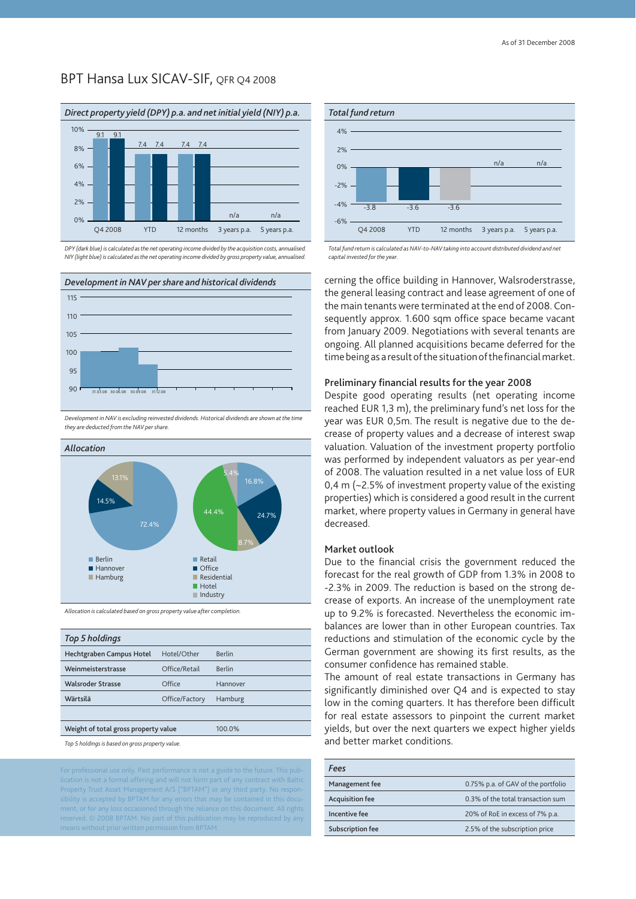# BPT Hansa Lux SICAV-SIF, QFR Q4 2008

As of 31 December 2008

*Direct property yield (DPY) p.a. and net initial yield (NIY) p.a.*

10%
8%
6%
4%
2%
0%

9.1 9.1
7.4 7.4
7.4 7.4
n/a
n/a

Q4 2008
YTD
12 months
3 years p.a.
5 years p.a.

*DPY (dark blue) is calculated as the net operating income divided by the acquisition costs, annualised. NIY (light blue) is calculated as the net operating income divided by gross property value, annualised.*

*Development in NAV per share and historical dividends*

115
110
105
100
95
90

31.03.08 30.06.08 30.09.08 31.12.08

*Development in NAV is excluding reinvested dividends. Historical dividends are shown at the time they are deducted from the NAV per share.*

*Allocation*

72.4%
14.5%
13.1%

- Berlin
- Hannover
- Hamburg

16.8%
24.7%
8.7%
44.4%
5.4%

- Retail
- Office
- Residential
- Hotel
- Industry

*Allocation is calculated based on gross property value after completion.*

| *Top 5 holdings* | | |
|---|---|---|
| Hechtgraben Campus Hotel | Hotel/Other | Berlin |
| Weinmeisterstrasse | Office/Retail | Berlin |
| Walsroder Strasse | Office | Hannover |
| Wärtsilä | Office/Factory | Hamburg |
| | | |
| Weight of total gross property value | | 100.0% |

*Top 5 holdings is based on gross property value.*

For professional use only. Past performance is not a guide to the future. This publication is not a formal offering and will not form part of any contract with Baltic Property Trust Asset Management A/S ("BPTAM") or any third party. No responsibility is accepted by BPTAM for any errors that may be contained in this document, or for any loss occasioned through the reliance on this document. All rights reserved. © 2008 BPTAM. No part of this publication may be reproduced by any means without prior written permission from BPTAM.

*Total fund return*

4%
2%
0%
-2%
-4%
-6%

-3.8
-3.6
-3.6
n/a
n/a

Q4 2008
YTD
12 months
3 years p.a.
5 years p.a.

*Total fund return is calculated as NAV-to-NAV taking into account distributed dividend and net capital invested for the year.*

cerning the office building in Hannover, Walsroderstrasse, the general leasing contract and lease agreement of one of the main tenants were terminated at the end of 2008. Consequently approx. 1.600 sqm office space became vacant from January 2009. Negotiations with several tenants are ongoing. All planned acquisitions became deferred for the time being as a result of the situation of the financial market.

### Preliminary financial results for the year 2008

Despite good operating results (net operating income reached EUR 1,3 m), the preliminary fund's net loss for the year was EUR 0,5m. The result is negative due to the decrease of property values and a decrease of interest swap valuation. Valuation of the investment property portfolio was performed by independent valuators as per year-end of 2008. The valuation resulted in a net value loss of EUR 0,4 m (~2.5% of investment property value of the existing properties) which is considered a good result in the current market, where property values in Germany in general have decreased.

### Market outlook

Due to the financial crisis the government reduced the forecast for the real growth of GDP from 1.3% in 2008 to -2.3% in 2009. The reduction is based on the strong decrease of exports. An increase of the unemployment rate up to 9.2% is forecasted. Nevertheless the economic imbalances are lower than in other European countries. Tax reductions and stimulation of the economic cycle by the German government are showing its first results, as the consumer confidence has remained stable.

The amount of real estate transactions in Germany has significantly diminished over Q4 and is expected to stay low in the coming quarters. It has therefore been difficult for real estate assessors to pinpoint the current market yields, but over the next quarters we expect higher yields and better market conditions.

| *Fees* | |
|---|---|
| Management fee | 0.75% p.a. of GAV of the portfolio |
| Acquisition fee | 0.3% of the total transaction sum |
| Incentive fee | 20% of RoE in excess of 7% p.a. |
| Subscription fee | 2.5% of the subscription price |